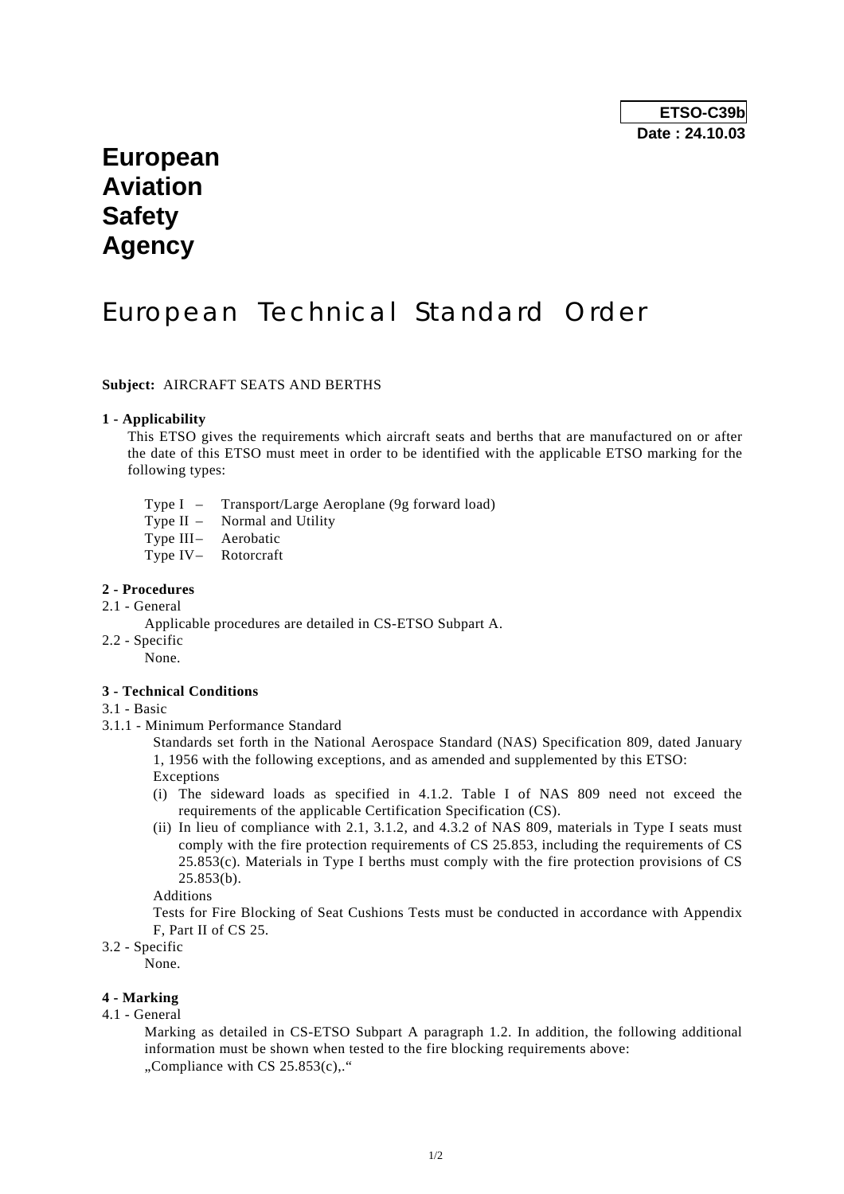**ETSO-C39b**
**Date : 24.10.03**

# European Aviation Safety Agency

# European Technical Standard Order

**Subject:** AIRCRAFT SEATS AND BERTHS

**1 - Applicability**

This ETSO gives the requirements which aircraft seats and berths that are manufactured on or after the date of this ETSO must meet in order to be identified with the applicable ETSO marking for the following types:

- Type I – Transport/Large Aeroplane (9g forward load)
- Type II – Normal and Utility
- Type III – Aerobatic
- Type IV – Rotorcraft

**2 - Procedures**

2.1 - General

Applicable procedures are detailed in CS-ETSO Subpart A.

2.2 - Specific

None.

**3 - Technical Conditions**

3.1 - Basic

3.1.1 - Minimum Performance Standard

Standards set forth in the National Aerospace Standard (NAS) Specification 809, dated January 1, 1956 with the following exceptions, and as amended and supplemented by this ETSO:

Exceptions

(i) The sideward loads as specified in 4.1.2. Table I of NAS 809 need not exceed the requirements of the applicable Certification Specification (CS).

(ii) In lieu of compliance with 2.1, 3.1.2, and 4.3.2 of NAS 809, materials in Type I seats must comply with the fire protection requirements of CS 25.853, including the requirements of CS 25.853(c). Materials in Type I berths must comply with the fire protection provisions of CS 25.853(b).

Additions

Tests for Fire Blocking of Seat Cushions Tests must be conducted in accordance with Appendix F, Part II of CS 25.

3.2 - Specific

None.

**4 - Marking**

4.1 - General

Marking as detailed in CS-ETSO Subpart A paragraph 1.2. In addition, the following additional information must be shown when tested to the fire blocking requirements above:

„Compliance with CS 25.853(c),."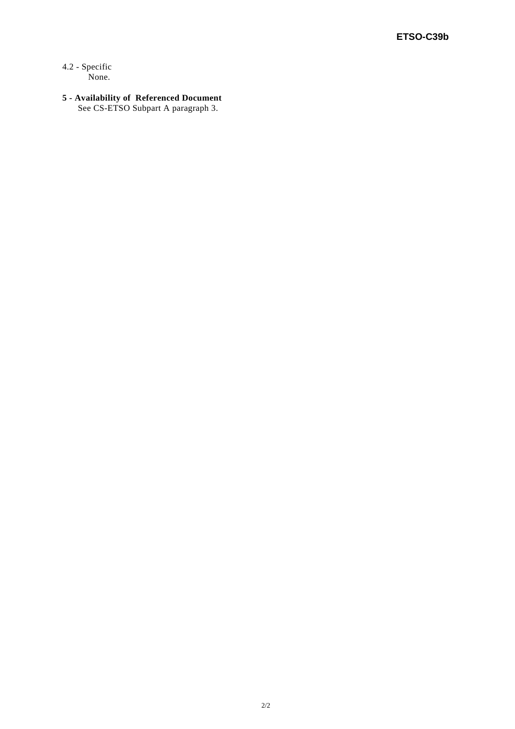4.2 - Specific

None.

**5 - Availability of Referenced Document**

See CS-ETSO Subpart A paragraph 3.